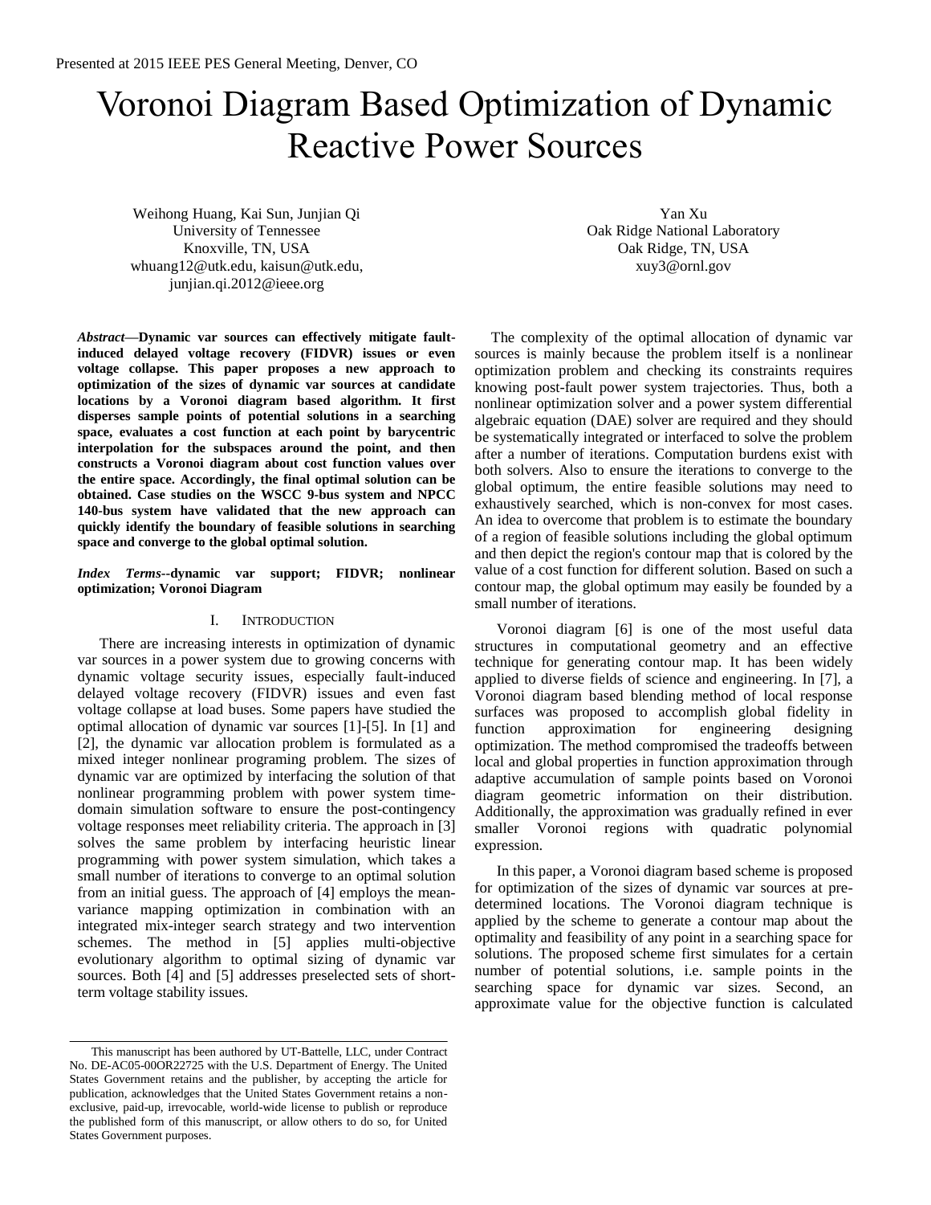Presented at 2015 IEEE PES General Meeting, Denver, CO

# Voronoi Diagram Based Optimization of Dynamic Reactive Power Sources

Weihong Huang, Kai Sun, Junjian Qi
University of Tennessee
Knoxville, TN, USA
whuang12@utk.edu, kaisun@utk.edu, junjian.qi.2012@ieee.org

Yan Xu
Oak Ridge National Laboratory
Oak Ridge, TN, USA
xuy3@ornl.gov

***Abstract*—Dynamic var sources can effectively mitigate fault-induced delayed voltage recovery (FIDVR) issues or even voltage collapse. This paper proposes a new approach to optimization of the sizes of dynamic var sources at candidate locations by a Voronoi diagram based algorithm. It first disperses sample points of potential solutions in a searching space, evaluates a cost function at each point by barycentric interpolation for the subspaces around the point, and then constructs a Voronoi diagram about cost function values over the entire space. Accordingly, the final optimal solution can be obtained. Case studies on the WSCC 9-bus system and NPCC 140-bus system have validated that the new approach can quickly identify the boundary of feasible solutions in searching space and converge to the global optimal solution.**

***Index Terms*--dynamic var support; FIDVR; nonlinear optimization; Voronoi Diagram**

## I. Introduction

There are increasing interests in optimization of dynamic var sources in a power system due to growing concerns with dynamic voltage security issues, especially fault-induced delayed voltage recovery (FIDVR) issues and even fast voltage collapse at load buses. Some papers have studied the optimal allocation of dynamic var sources [1]-[5]. In [1] and [2], the dynamic var allocation problem is formulated as a mixed integer nonlinear programing problem. The sizes of dynamic var are optimized by interfacing the solution of that nonlinear programming problem with power system time-domain simulation software to ensure the post-contingency voltage responses meet reliability criteria. The approach in [3] solves the same problem by interfacing heuristic linear programming with power system simulation, which takes a small number of iterations to converge to an optimal solution from an initial guess. The approach of [4] employs the mean-variance mapping optimization in combination with an integrated mix-integer search strategy and two intervention schemes. The method in [5] applies multi-objective evolutionary algorithm to optimal sizing of dynamic var sources. Both [4] and [5] addresses preselected sets of short-term voltage stability issues.

The complexity of the optimal allocation of dynamic var sources is mainly because the problem itself is a nonlinear optimization problem and checking its constraints requires knowing post-fault power system trajectories. Thus, both a nonlinear optimization solver and a power system differential algebraic equation (DAE) solver are required and they should be systematically integrated or interfaced to solve the problem after a number of iterations. Computation burdens exist with both solvers. Also to ensure the iterations to converge to the global optimum, the entire feasible solutions may need to exhaustively searched, which is non-convex for most cases. An idea to overcome that problem is to estimate the boundary of a region of feasible solutions including the global optimum and then depict the region's contour map that is colored by the value of a cost function for different solution. Based on such a contour map, the global optimum may easily be founded by a small number of iterations.

Voronoi diagram [6] is one of the most useful data structures in computational geometry and an effective technique for generating contour map. It has been widely applied to diverse fields of science and engineering. In [7], a Voronoi diagram based blending method of local response surfaces was proposed to accomplish global fidelity in function approximation for engineering designing optimization. The method compromised the tradeoffs between local and global properties in function approximation through adaptive accumulation of sample points based on Voronoi diagram geometric information on their distribution. Additionally, the approximation was gradually refined in ever smaller Voronoi regions with quadratic polynomial expression.

In this paper, a Voronoi diagram based scheme is proposed for optimization of the sizes of dynamic var sources at pre-determined locations. The Voronoi diagram technique is applied by the scheme to generate a contour map about the optimality and feasibility of any point in a searching space for solutions. The proposed scheme first simulates for a certain number of potential solutions, i.e. sample points in the searching space for dynamic var sizes. Second, an approximate value for the objective function is calculated

This manuscript has been authored by UT-Battelle, LLC, under Contract No. DE-AC05-00OR22725 with the U.S. Department of Energy. The United States Government retains and the publisher, by accepting the article for publication, acknowledges that the United States Government retains a non-exclusive, paid-up, irrevocable, world-wide license to publish or reproduce the published form of this manuscript, or allow others to do so, for United States Government purposes.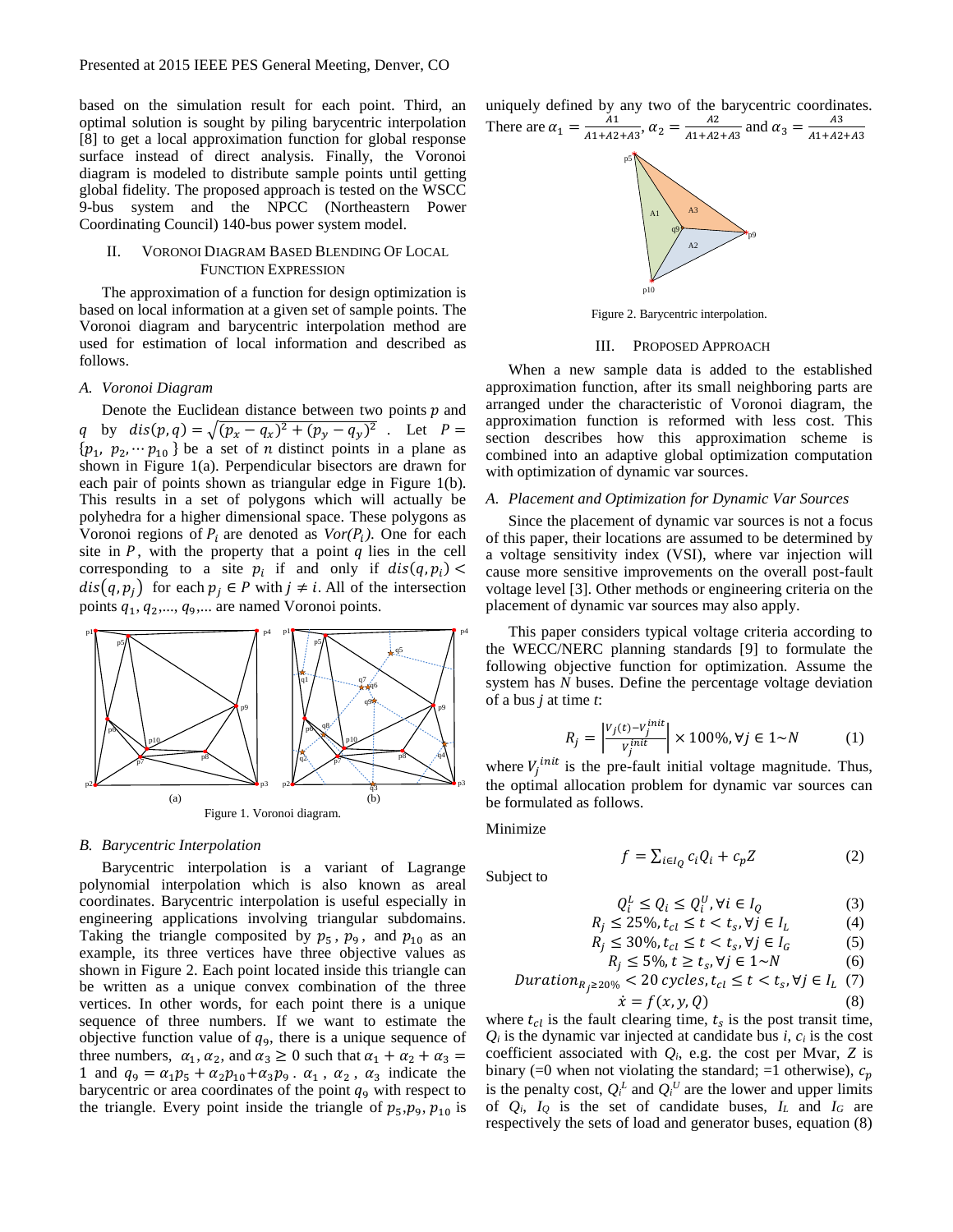based on the simulation result for each point. Third, an optimal solution is sought by piling barycentric interpolation [8] to get a local approximation function for global response surface instead of direct analysis. Finally, the Voronoi diagram is modeled to distribute sample points until getting global fidelity. The proposed approach is tested on the WSCC 9-bus system and the NPCC (Northeastern Power Coordinating Council) 140-bus power system model.

## II. Voronoi Diagram Based Blending Of Local Function Expression

The approximation of a function for design optimization is based on local information at a given set of sample points. The Voronoi diagram and barycentric interpolation method are used for estimation of local information and described as follows.

### A. Voronoi Diagram

Denote the Euclidean distance between two points $p$ and $q$ by $dis(p,q) = \sqrt{(p_x - q_x)^2 + (p_y - q_y)^2}$ . Let $P = \{p_1, p_2, \cdots p_{10}\}$ be a set of $n$ distinct points in a plane as shown in Figure 1(a). Perpendicular bisectors are drawn for each pair of points shown as triangular edge in Figure 1(b). This results in a set of polygons which will actually be polyhedra for a higher dimensional space. These polygons as Voronoi regions of $P_i$ are denoted as $Vor(P_i)$. One for each site in $P$, with the property that a point $q$ lies in the cell corresponding to a site $p_i$ if and only if $dis(q,p_i) < dis(q,p_j)$ for each $p_j \in P$ with $j \neq i$. All of the intersection points $q_1, q_2, ..., q_9, ...$ are named Voronoi points.

Figure 1. Voronoi diagram.

### B. Barycentric Interpolation

Barycentric interpolation is a variant of Lagrange polynomial interpolation which is also known as areal coordinates. Barycentric interpolation is useful especially in engineering applications involving triangular subdomains. Taking the triangle composited by $p_5$, $p_9$, and $p_{10}$ as an example, its three vertices have three objective values as shown in Figure 2. Each point located inside this triangle can be written as a unique convex combination of the three vertices. In other words, for each point there is a unique sequence of three numbers. If we want to estimate the objective function value of $q_9$, there is a unique sequence of three numbers, $\alpha_1, \alpha_2$, and $\alpha_3 \geq 0$ such that $\alpha_1 + \alpha_2 + \alpha_3 = 1$ and $q_9 = \alpha_1 p_5 + \alpha_2 p_{10} + \alpha_3 p_9$. $\alpha_1$, $\alpha_2$, $\alpha_3$ indicate the barycentric or area coordinates of the point $q_9$ with respect to the triangle. Every point inside the triangle of $p_5, p_9, p_{10}$ is uniquely defined by any two of the barycentric coordinates. There are $\alpha_1 = \frac{A1}{A1+A2+A3}$, $\alpha_2 = \frac{A2}{A1+A2+A3}$ and $\alpha_3 = \frac{A3}{A1+A2+A3}$

Figure 2. Barycentric interpolation.

## III. Proposed Approach

When a new sample data is added to the established approximation function, after its small neighboring parts are arranged under the characteristic of Voronoi diagram, the approximation function is reformed with less cost. This section describes how this approximation scheme is combined into an adaptive global optimization computation with optimization of dynamic var sources.

### A. Placement and Optimization for Dynamic Var Sources

Since the placement of dynamic var sources is not a focus of this paper, their locations are assumed to be determined by a voltage sensitivity index (VSI), where var injection will cause more sensitive improvements on the overall post-fault voltage level [3]. Other methods or engineering criteria on the placement of dynamic var sources may also apply.

This paper considers typical voltage criteria according to the WECC/NERC planning standards [9] to formulate the following objective function for optimization. Assume the system has $N$ buses. Define the percentage voltage deviation of a bus $j$ at time $t$:

$$R_j = \left| \frac{V_j(t) - V_j^{init}}{V_j^{init}} \right| \times 100\%, \forall j \in 1 \sim N \tag{1}$$

where $V_j^{init}$ is the pre-fault initial voltage magnitude. Thus, the optimal allocation problem for dynamic var sources can be formulated as follows.

Minimize

$$f = \sum_{i \in I_Q} c_i Q_i + c_p Z \tag{2}$$

Subject to

$$Q_i^L \leq Q_i \leq Q_i^U, \forall i \in I_Q \tag{3}$$

$$R_j \leq 25\%, t_{cl} \leq t < t_s, \forall j \in I_L \tag{4}$$

$$R_j \leq 30\%, t_{cl} \leq t < t_s, \forall j \in I_G \tag{5}$$

$$R_j \leq 5\%, t \geq t_s, \forall j \in 1 \sim N \tag{6}$$

$$Duration_{R_j \geq 20\%} < 20\ cycles, t_{cl} \leq t < t_s, \forall j \in I_L \tag{7}$$

$$\dot{x} = f(x, y, Q) \tag{8}$$

where $t_{cl}$ is the fault clearing time, $t_s$ is the post transit time, $Q_i$ is the dynamic var injected at candidate bus $i$, $c_i$ is the cost coefficient associated with $Q_i$, e.g. the cost per Mvar, $Z$ is binary (=0 when not violating the standard; =1 otherwise), $c_p$ is the penalty cost, $Q_i^L$ and $Q_i^U$ are the lower and upper limits of $Q_i$, $I_Q$ is the set of candidate buses, $I_L$ and $I_G$ are respectively the sets of load and generator buses, equation (8)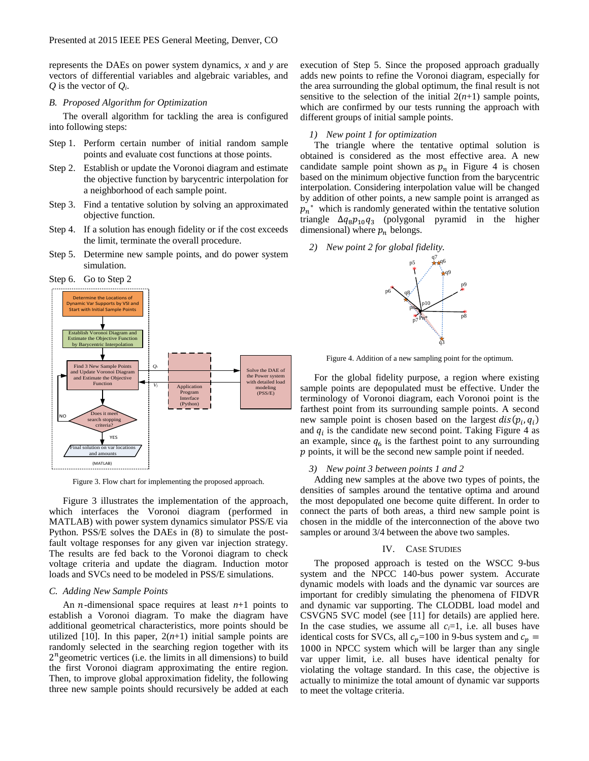represents the DAEs on power system dynamics, $x$ and $y$ are vectors of differential variables and algebraic variables, and $Q$ is the vector of $Q_i$.

### B. Proposed Algorithm for Optimization

The overall algorithm for tackling the area is configured into following steps:

Step 1. Perform certain number of initial random sample points and evaluate cost functions at those points.

Step 2. Establish or update the Voronoi diagram and estimate the objective function by barycentric interpolation for a neighborhood of each sample point.

Step 3. Find a tentative solution by solving an approximated objective function.

Step 4. If a solution has enough fidelity or if the cost exceeds the limit, terminate the overall procedure.

Step 5. Determine new sample points, and do power system simulation.

Step 6. Go to Step 2

Figure 3. Flow chart for implementing the proposed approach.

Figure 3 illustrates the implementation of the approach, which interfaces the Voronoi diagram (performed in MATLAB) with power system dynamics simulator PSS/E via Python. PSS/E solves the DAEs in (8) to simulate the post-fault voltage responses for any given var injection strategy. The results are fed back to the Voronoi diagram to check voltage criteria and update the diagram. Induction motor loads and SVCs need to be modeled in PSS/E simulations.

### C. Adding New Sample Points

An $n$-dimensional space requires at least $n$+1 points to establish a Voronoi diagram. To make the diagram have additional geometrical characteristics, more points should be utilized [10]. In this paper, $2(n+1)$ initial sample points are randomly selected in the searching region together with its $2^n$ geometric vertices (i.e. the limits in all dimensions) to build the first Voronoi diagram approximating the entire region. Then, to improve global approximation fidelity, the following three new sample points should recursively be added at each execution of Step 5. Since the proposed approach gradually adds new points to refine the Voronoi diagram, especially for the area surrounding the global optimum, the final result is not sensitive to the selection of the initial $2(n+1)$ sample points, which are confirmed by our tests running the approach with different groups of initial sample points.

#### 1) New point 1 for optimization

The triangle where the tentative optimal solution is obtained is considered as the most effective area. A new candidate sample point shown as $p_n$ in Figure 4 is chosen based on the minimum objective function from the barycentric interpolation. Considering interpolation value will be changed by addition of other points, a new sample point is arranged as $p_n^*$ which is randomly generated within the tentative solution triangle $\Delta q_8 p_{10} q_3$ (polygonal pyramid in the higher dimensional) where $p_n$ belongs.

#### 2) New point 2 for global fidelity.

Figure 4. Addition of a new sampling point for the optimum.

For the global fidelity purpose, a region where existing sample points are depopulated must be effective. Under the terminology of Voronoi diagram, each Voronoi point is the farthest point from its surrounding sample points. A second new sample point is chosen based on the largest $dis(p_i, q_i)$ and $q_i$ is the candidate new second point. Taking Figure 4 as an example, since $q_6$ is the farthest point to any surrounding $p$ points, it will be the second new sample point if needed.

#### 3) New point 3 between points 1 and 2

Adding new samples at the above two types of points, the densities of samples around the tentative optima and around the most depopulated one become quite different. In order to connect the parts of both areas, a third new sample point is chosen in the middle of the interconnection of the above two samples or around 3/4 between the above two samples.

## IV. Case Studies

The proposed approach is tested on the WSCC 9-bus system and the NPCC 140-bus power system. Accurate dynamic models with loads and the dynamic var sources are important for credibly simulating the phenomena of FIDVR and dynamic var supporting. The CLODBL load model and CSVGN5 SVC model (see [11] for details) are applied here. In the case studies, we assume all $c_i$=1, i.e. all buses have identical costs for SVCs, all $c_p$=100 in 9-bus system and $c_p = 1000$ in NPCC system which will be larger than any single var upper limit, i.e. all buses have identical penalty for violating the voltage standard. In this case, the objective is actually to minimize the total amount of dynamic var supports to meet the voltage criteria.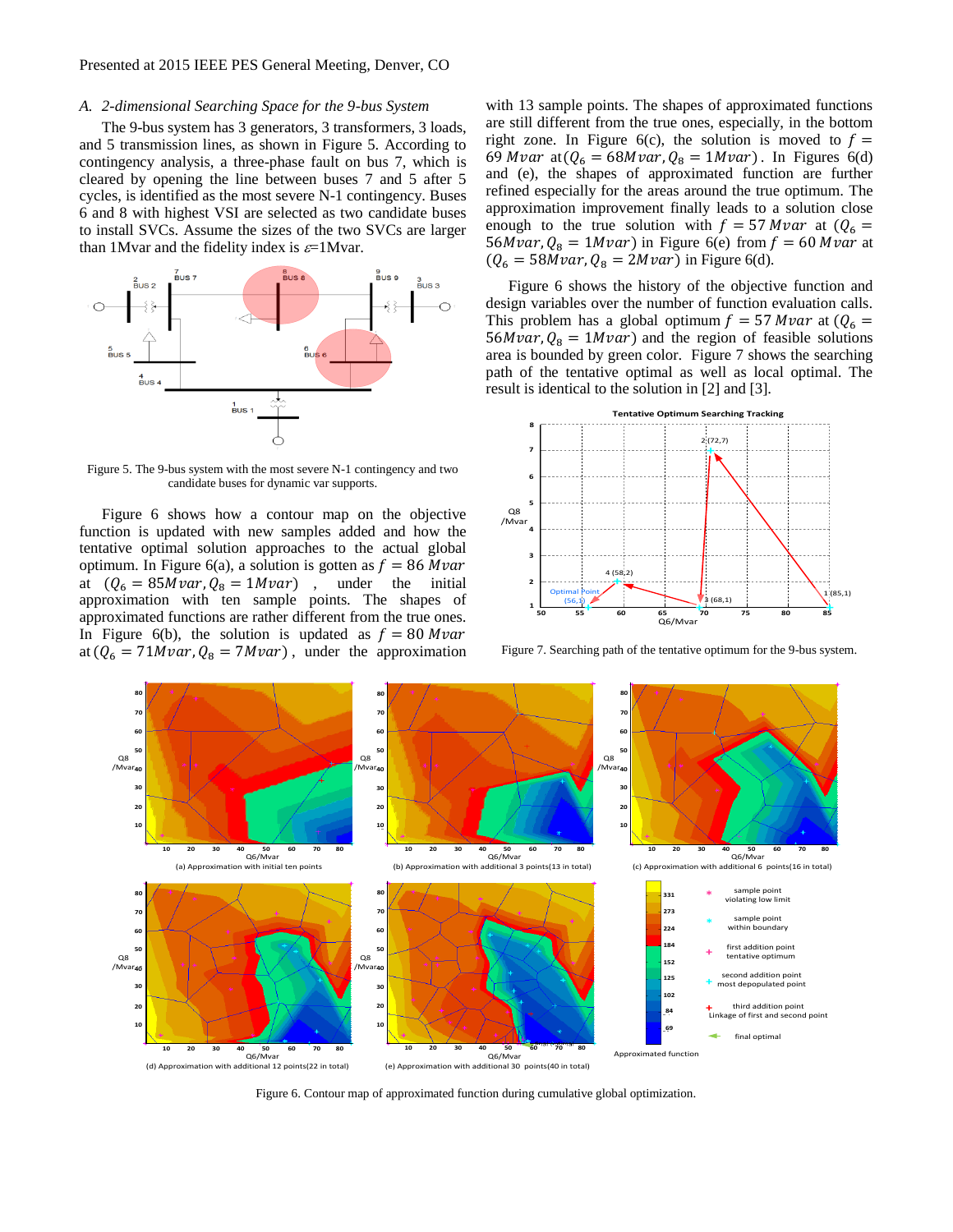### A. 2-dimensional Searching Space for the 9-bus System

The 9-bus system has 3 generators, 3 transformers, 3 loads, and 5 transmission lines, as shown in Figure 5. According to contingency analysis, a three-phase fault on bus 7, which is cleared by opening the line between buses 7 and 5 after 5 cycles, is identified as the most severe N-1 contingency. Buses 6 and 8 with highest VSI are selected as two candidate buses to install SVCs. Assume the sizes of the two SVCs are larger than 1Mvar and the fidelity index is $\varepsilon$=1Mvar.

Figure 5. The 9-bus system with the most severe N-1 contingency and two candidate buses for dynamic var supports.

Figure 6 shows how a contour map on the objective function is updated with new samples added and how the tentative optimal solution approaches to the actual global optimum. In Figure 6(a), a solution is gotten as $f = 86\ Mvar$ at $(Q_6 = 85Mvar, Q_8 = 1Mvar)$, under the initial approximation with ten sample points. The shapes of approximated functions are rather different from the true ones. In Figure 6(b), the solution is updated as $f = 80\ Mvar$ at $(Q_6 = 71Mvar, Q_8 = 7Mvar)$, under the approximation with 13 sample points. The shapes of approximated functions are still different from the true ones, especially, in the bottom right zone. In Figure 6(c), the solution is moved to $f = 69\ Mvar$ at $(Q_6 = 68Mvar, Q_8 = 1Mvar)$. In Figures 6(d) and (e), the shapes of approximated function are further refined especially for the areas around the true optimum. The approximation improvement finally leads to a solution close enough to the true solution with $f = 57\ Mvar$ at $(Q_6 = 56Mvar, Q_8 = 1Mvar)$ in Figure 6(e) from $f = 60\ Mvar$ at $(Q_6 = 58Mvar, Q_8 = 2Mvar)$ in Figure 6(d).

Figure 6 shows the history of the objective function and design variables over the number of function evaluation calls. This problem has a global optimum $f = 57\ Mvar$ at $(Q_6 = 56Mvar, Q_8 = 1Mvar)$ and the region of feasible solutions area is bounded by green color. Figure 7 shows the searching path of the tentative optimal as well as local optimal. The result is identical to the solution in [2] and [3].

Figure 7. Searching path of the tentative optimum for the 9-bus system.

Figure 6. Contour map of approximated function during cumulative global optimization.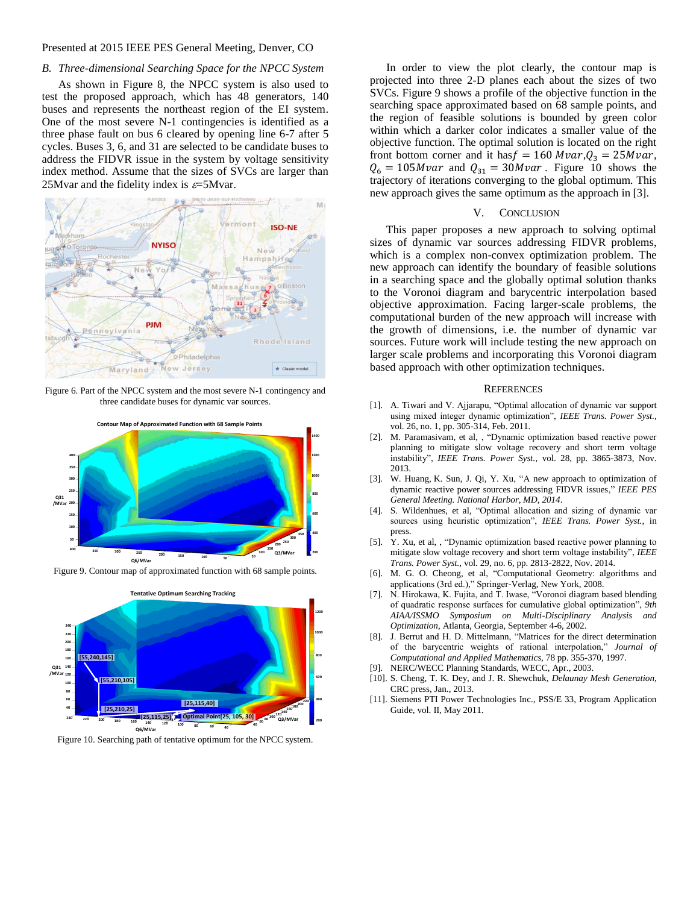### B. Three-dimensional Searching Space for the NPCC System

As shown in Figure 8, the NPCC system is also used to test the proposed approach, which has 48 generators, 140 buses and represents the northeast region of the EI system. One of the most severe N-1 contingencies is identified as a three phase fault on bus 6 cleared by opening line 6-7 after 5 cycles. Buses 3, 6, and 31 are selected to be candidate buses to address the FIDVR issue in the system by voltage sensitivity index method. Assume that the sizes of SVCs are larger than 25Mvar and the fidelity index is $\varepsilon$=5Mvar.

Figure 6. Part of the NPCC system and the most severe N-1 contingency and three candidate buses for dynamic var sources.

Contour Map of Approximated Function with 68 Sample Points

Figure 9. Contour map of approximated function with 68 sample points.

Tentative Optimum Searching Tracking

[55,240,145]
[55,210,105]
[25,210,25]
[25,115,40]
[25,115,25]
Optimal Point[25, 105, 30]

Figure 10. Searching path of tentative optimum for the NPCC system.

In order to view the plot clearly, the contour map is projected into three 2-D planes each about the sizes of two SVCs. Figure 9 shows a profile of the objective function in the searching space approximated based on 68 sample points, and the region of feasible solutions is bounded by green color within which a darker color indicates a smaller value of the objective function. The optimal solution is located on the right front bottom corner and it has $f = 160\ Mvar$, $Q_3 = 25Mvar$, $Q_6 = 105Mvar$ and $Q_{31} = 30Mvar$. Figure 10 shows the trajectory of iterations converging to the global optimum. This new approach gives the same optimum as the approach in [3].

## V. Conclusion

This paper proposes a new approach to solving optimal sizes of dynamic var sources addressing FIDVR problems, which is a complex non-convex optimization problem. The new approach can identify the boundary of feasible solutions in a searching space and the globally optimal solution thanks to the Voronoi diagram and barycentric interpolation based objective approximation. Facing larger-scale problems, the computational burden of the new approach will increase with the growth of dimensions, i.e. the number of dynamic var sources. Future work will include testing the new approach on larger scale problems and incorporating this Voronoi diagram based approach with other optimization techniques.

## References

[1]. A. Tiwari and V. Ajjarapu, "Optimal allocation of dynamic var support using mixed integer dynamic optimization", *IEEE Trans. Power Syst.*, vol. 26, no. 1, pp. 305-314, Feb. 2011.

[2]. M. Paramasivam, et al, , "Dynamic optimization based reactive power planning to mitigate slow voltage recovery and short term voltage instability", *IEEE Trans. Power Syst.*, vol. 28, pp. 3865-3873, Nov. 2013.

[3]. W. Huang, K. Sun, J. Qi, Y. Xu, "A new approach to optimization of dynamic reactive power sources addressing FIDVR issues," *IEEE PES General Meeting. National Harbor, MD, 2014*.

[4]. S. Wildenhues, et al, "Optimal allocation and sizing of dynamic var sources using heuristic optimization", *IEEE Trans. Power Syst.*, in press.

[5]. Y. Xu, et al, , "Dynamic optimization based reactive power planning to mitigate slow voltage recovery and short term voltage instability", *IEEE Trans. Power Syst.*, vol. 29, no. 6, pp. 2813-2822, Nov. 2014.

[6]. M. G. O. Cheong, et al, "Computational Geometry: algorithms and applications (3rd ed.)," Springer-Verlag, New York, 2008.

[7]. N. Hirokawa, K. Fujita, and T. Iwase, "Voronoi diagram based blending of quadratic response surfaces for cumulative global optimization", *9th AIAA/ISSMO Symposium on Multi-Disciplinary Analysis and Optimization*, Atlanta, Georgia, September 4-6, 2002.

[8]. J. Berrut and H. D. Mittelmann, "Matrices for the direct determination of the barycentric weights of rational interpolation," *Journal of Computational and Applied Mathematics*, 78 pp. 355-370, 1997.

[9]. NERC/WECC Planning Standards, WECC, Apr., 2003.

[10]. S. Cheng, T. K. Dey, and J. R. Shewchuk, *Delaunay Mesh Generation*, CRC press, Jan., 2013.

[11]. Siemens PTI Power Technologies Inc., PSS/E 33, Program Application Guide, vol. II, May 2011.